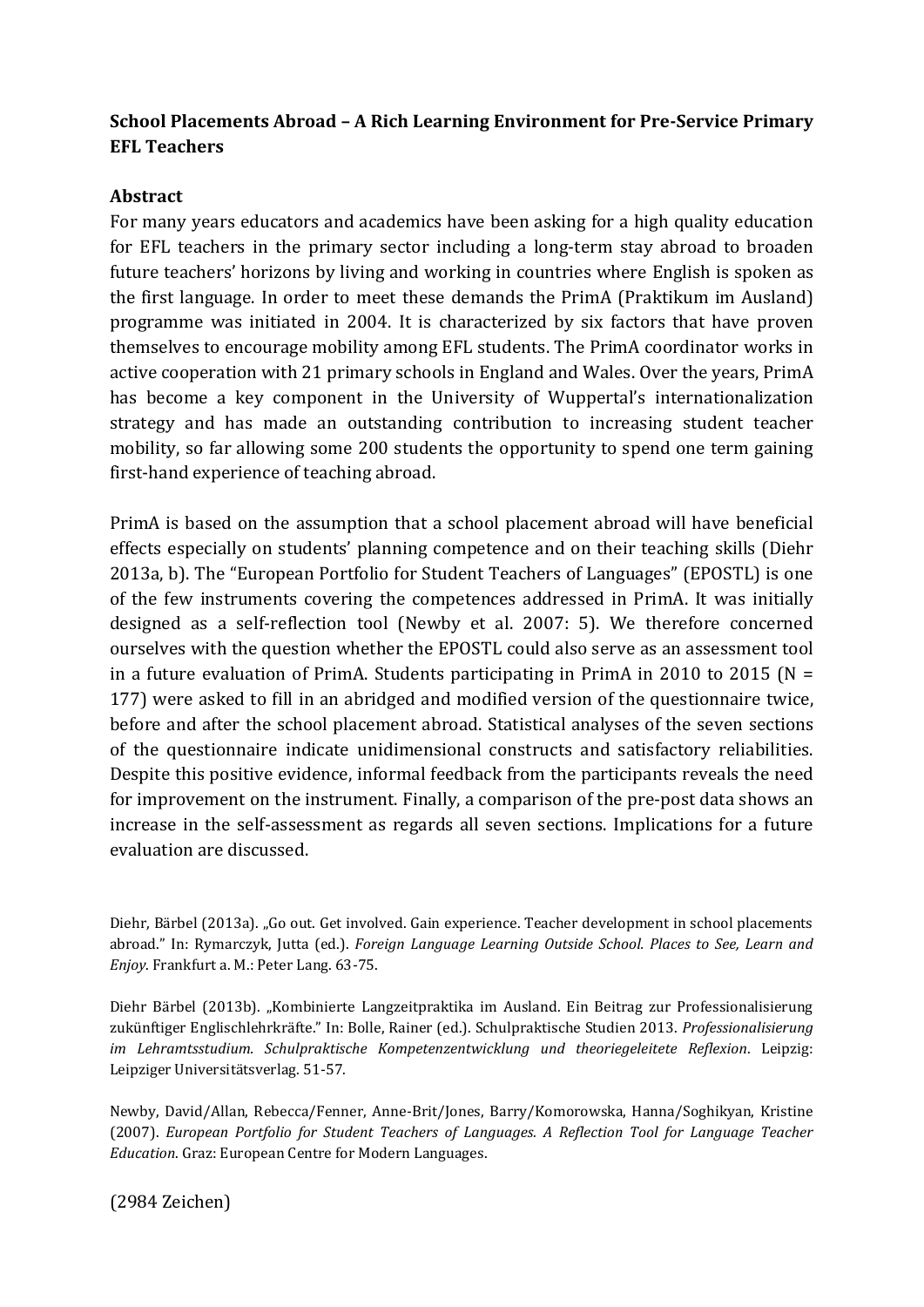**School Placements Abroad – A Rich Learning Environment for Pre-Service Primary EFL Teachers**

**Abstract**

For many years educators and academics have been asking for a high quality education for EFL teachers in the primary sector including a long-term stay abroad to broaden future teachers' horizons by living and working in countries where English is spoken as the first language. In order to meet these demands the PrimA (Praktikum im Ausland) programme was initiated in 2004. It is characterized by six factors that have proven themselves to encourage mobility among EFL students. The PrimA coordinator works in active cooperation with 21 primary schools in England and Wales. Over the years, PrimA has become a key component in the University of Wuppertal's internationalization strategy and has made an outstanding contribution to increasing student teacher mobility, so far allowing some 200 students the opportunity to spend one term gaining first-hand experience of teaching abroad.

PrimA is based on the assumption that a school placement abroad will have beneficial effects especially on students' planning competence and on their teaching skills (Diehr 2013a, b). The "European Portfolio for Student Teachers of Languages" (EPOSTL) is one of the few instruments covering the competences addressed in PrimA. It was initially designed as a self-reflection tool (Newby et al. 2007: 5). We therefore concerned ourselves with the question whether the EPOSTL could also serve as an assessment tool in a future evaluation of PrimA. Students participating in PrimA in 2010 to 2015 (N = 177) were asked to fill in an abridged and modified version of the questionnaire twice, before and after the school placement abroad. Statistical analyses of the seven sections of the questionnaire indicate unidimensional constructs and satisfactory reliabilities. Despite this positive evidence, informal feedback from the participants reveals the need for improvement on the instrument. Finally, a comparison of the pre-post data shows an increase in the self-assessment as regards all seven sections. Implications for a future evaluation are discussed.

Diehr, Bärbel (2013a). „Go out. Get involved. Gain experience. Teacher development in school placements abroad." In: Rymarczyk, Jutta (ed.). *Foreign Language Learning Outside School. Places to See, Learn and Enjoy*. Frankfurt a. M.: Peter Lang. 63-75.

Diehr Bärbel (2013b). „Kombinierte Langzeitpraktika im Ausland. Ein Beitrag zur Professionalisierung zukünftiger Englischlehrkräfte." In: Bolle, Rainer (ed.). Schulpraktische Studien 2013. *Professionalisierung im Lehramtsstudium. Schulpraktische Kompetenzentwicklung und theoriegeleitete Reflexion*. Leipzig: Leipziger Universitätsverlag. 51-57.

Newby, David/Allan, Rebecca/Fenner, Anne-Brit/Jones, Barry/Komorowska, Hanna/Soghikyan, Kristine (2007). *European Portfolio for Student Teachers of Languages. A Reflection Tool for Language Teacher Education*. Graz: European Centre for Modern Languages.

(2984 Zeichen)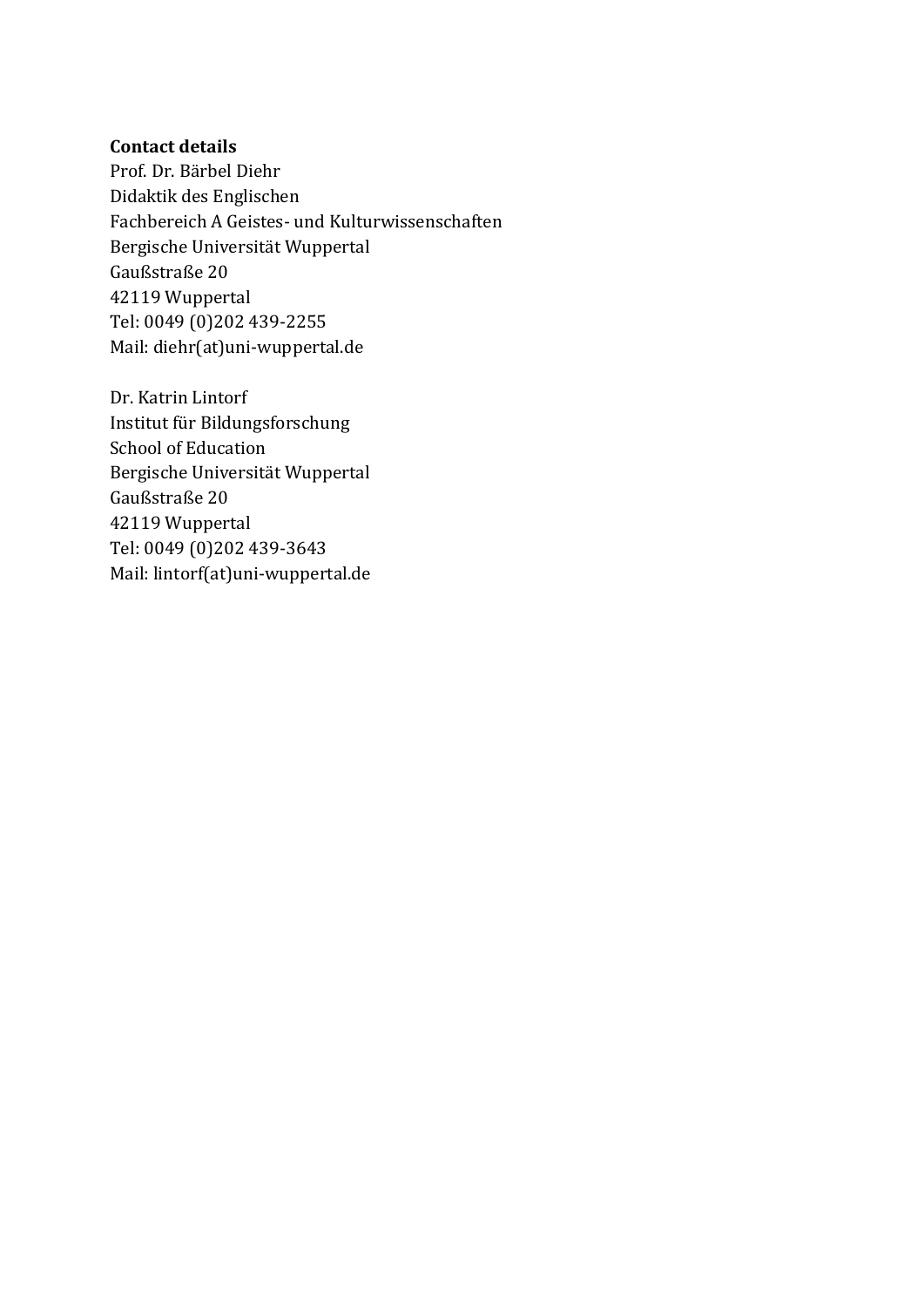**Contact details**

Prof. Dr. Bärbel Diehr  
Didaktik des Englischen  
Fachbereich A Geistes- und Kulturwissenschaften  
Bergische Universität Wuppertal  
Gaußstraße 20  
42119 Wuppertal  
Tel: 0049 (0)202 439-2255  
Mail: diehr(at)uni-wuppertal.de

Dr. Katrin Lintorf  
Institut für Bildungsforschung  
School of Education  
Bergische Universität Wuppertal  
Gaußstraße 20  
42119 Wuppertal  
Tel: 0049 (0)202 439-3643  
Mail: lintorf(at)uni-wuppertal.de